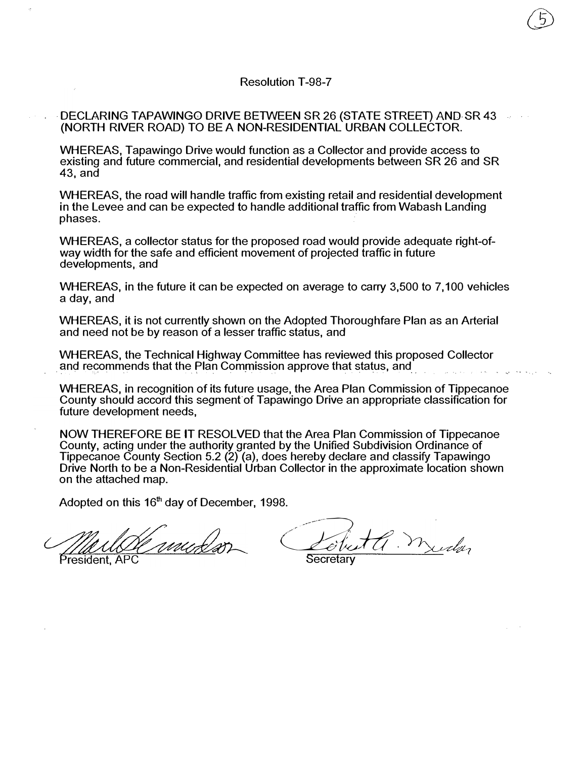# Resolution T-98-7

DECLARING TAPAWINGO DRIVE BETWEEN SR 26 (STATE STREET) AND SR 43 (NORTH RIVER ROAD) TO BE A NON-RESIDENTIAL URBAN COLLECTOR.

WHEREAS, Tapawingo Drive would function as a Collector and provide access to existing and future commercial, and residential developments between SR 26 and SR 43, and

WHEREAS, the road will handle traffic from existing retail and residential development in the Levee and can be expected to handle additional traffic from Wabash Landing phases.

WHEREAS, a collector status for the proposed road would provide adequate right-of-way width for the safe and efficient movement of projected traffic in future developments, and

WHEREAS, in the future it can be expected on average to carry 3,500 to 7,100 vehicles a day, and

WHEREAS, it is not currently shown on the Adopted Thoroughfare Plan as an Arterial and need not be by reason of a lesser traffic status, and

WHEREAS, the Technical Highway Committee has reviewed this proposed Collector and recommends that the Plan Commission approve that status, and

WHEREAS, in recognition of its future usage, the Area Plan Commission of Tippecanoe County should accord this segment of Tapawingo Drive an appropriate classification for future development needs,

NOW THEREFORE BE IT RESOLVED that the Area Plan Commission of Tippecanoe County, acting under the authority granted by the Unified Subdivision Ordinance of Tippecanoe County Section 5.2 (2) (a), does hereby declare and classify Tapawingo Drive North to be a Non-Residential Urban Collector in the approximate location shown on the attached map.

Adopted on this 16th day of December, 1998.

President, APC

Secretary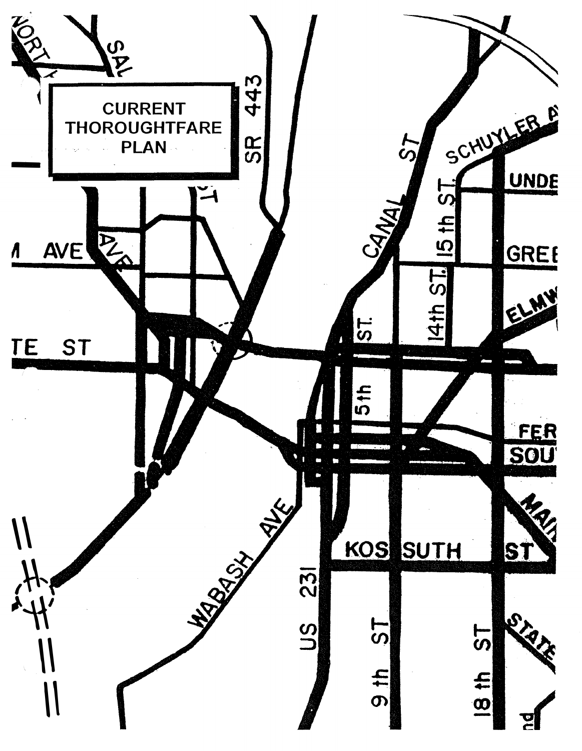**CURRENT THOROUGHTFARE PLAN**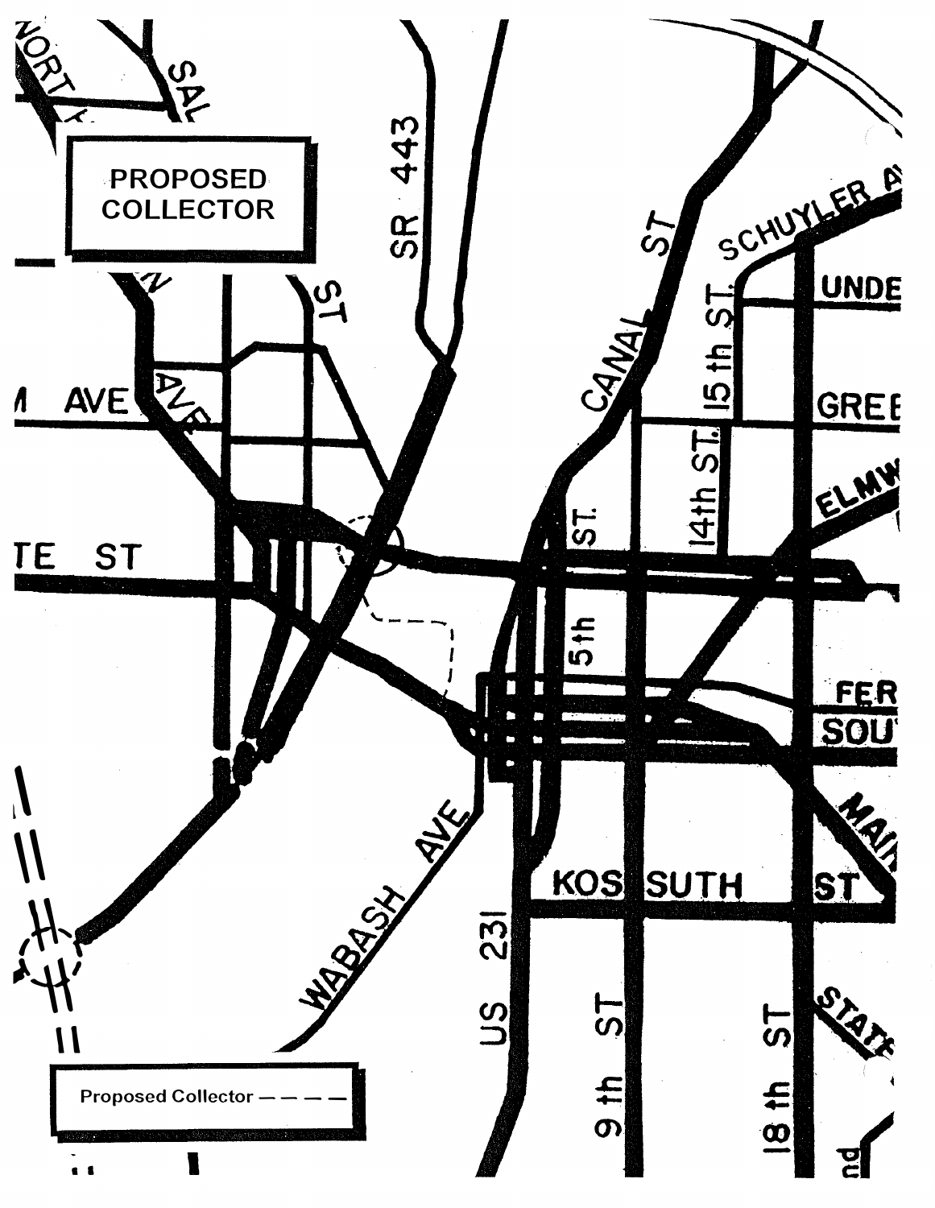PROPOSED COLLECTOR

Proposed Collector – – – –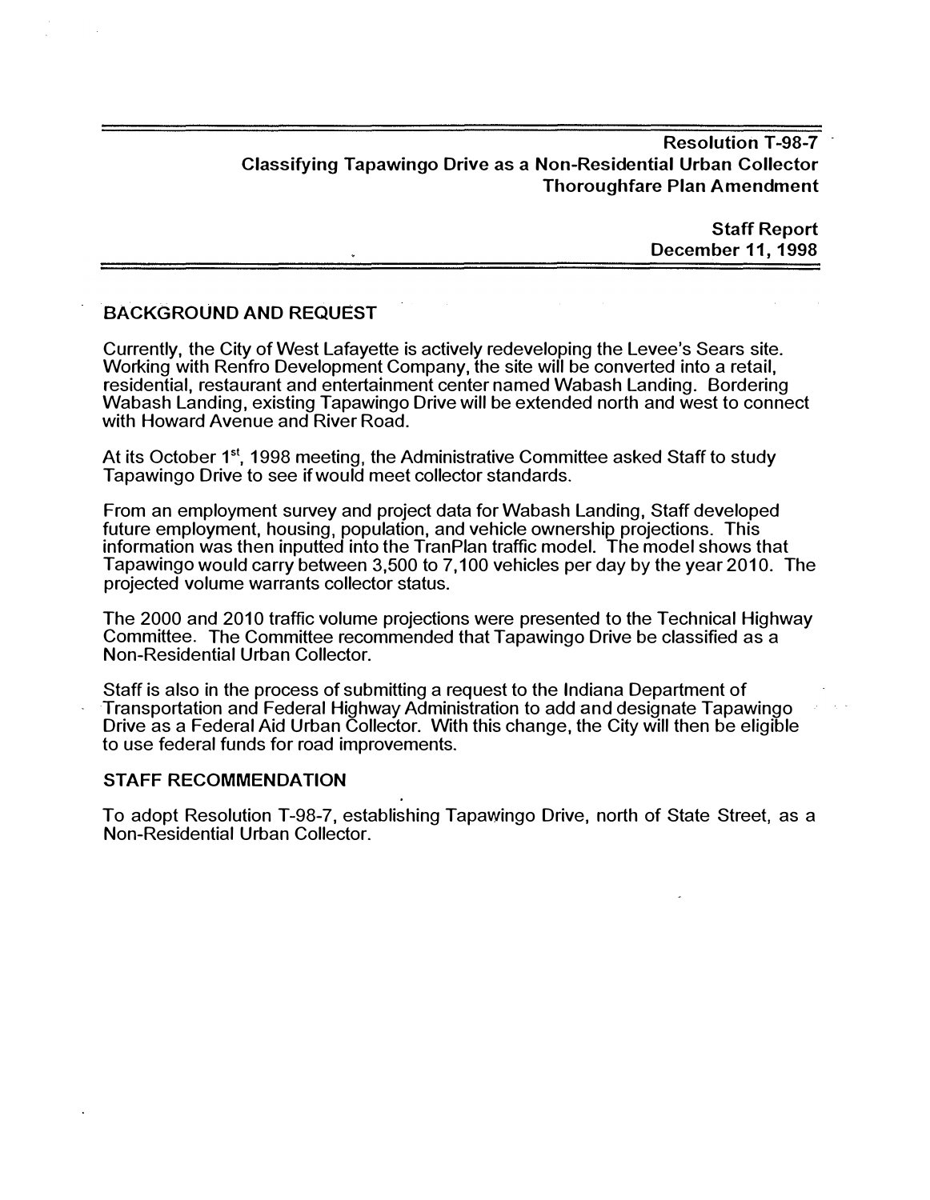**Resolution T-98-7**
**Classifying Tapawingo Drive as a Non-Residential Urban Collector**
**Thoroughfare Plan Amendment**

**Staff Report**
**December 11, 1998**

---

## BACKGROUND AND REQUEST

Currently, the City of West Lafayette is actively redeveloping the Levee's Sears site. Working with Renfro Development Company, the site will be converted into a retail, residential, restaurant and entertainment center named Wabash Landing. Bordering Wabash Landing, existing Tapawingo Drive will be extended north and west to connect with Howard Avenue and River Road.

At its October 1st, 1998 meeting, the Administrative Committee asked Staff to study Tapawingo Drive to see if would meet collector standards.

From an employment survey and project data for Wabash Landing, Staff developed future employment, housing, population, and vehicle ownership projections. This information was then inputted into the TranPlan traffic model. The model shows that Tapawingo would carry between 3,500 to 7,100 vehicles per day by the year 2010. The projected volume warrants collector status.

The 2000 and 2010 traffic volume projections were presented to the Technical Highway Committee. The Committee recommended that Tapawingo Drive be classified as a Non-Residential Urban Collector.

Staff is also in the process of submitting a request to the Indiana Department of Transportation and Federal Highway Administration to add and designate Tapawingo Drive as a Federal Aid Urban Collector. With this change, the City will then be eligible to use federal funds for road improvements.

## STAFF RECOMMENDATION

To adopt Resolution T-98-7, establishing Tapawingo Drive, north of State Street, as a Non-Residential Urban Collector.